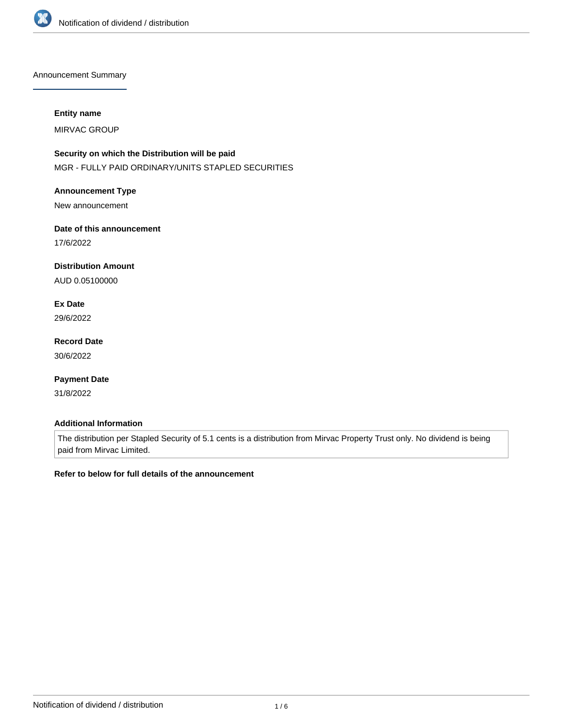## Announcement Summary

**Entity name**

MIRVAC GROUP

**Security on which the Distribution will be paid**

MGR - FULLY PAID ORDINARY/UNITS STAPLED SECURITIES

**Announcement Type**

New announcement

**Date of this announcement**

17/6/2022

**Distribution Amount**

AUD 0.05100000

**Ex Date**

29/6/2022

**Record Date**

30/6/2022

**Payment Date**

31/8/2022

**Additional Information**

The distribution per Stapled Security of 5.1 cents is a distribution from Mirvac Property Trust only. No dividend is being paid from Mirvac Limited.

**Refer to below for full details of the announcement**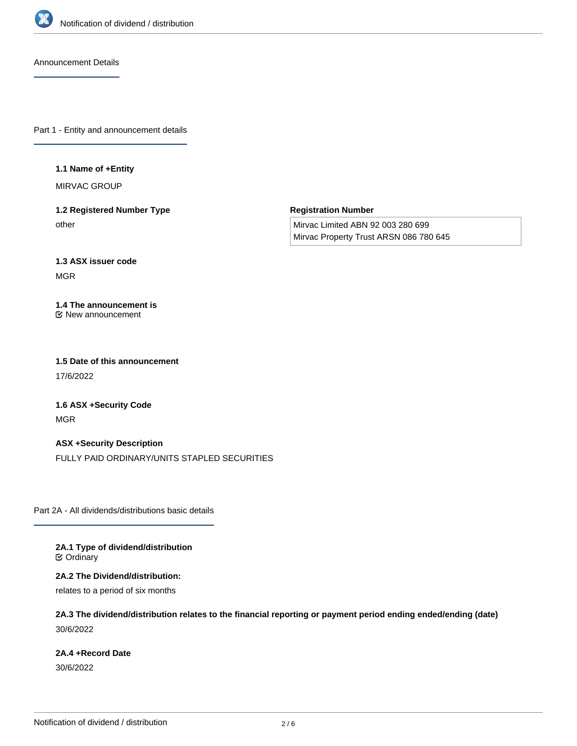## Announcement Details

### Part 1 - Entity and announcement details

**1.1 Name of +Entity**

MIRVAC GROUP

**1.2 Registered Number Type**

other

**Registration Number**

Mirvac Limited ABN 92 003 280 699
Mirvac Property Trust ARSN 086 780 645

**1.3 ASX issuer code**

MGR

**1.4 The announcement is**

New announcement

**1.5 Date of this announcement**

17/6/2022

**1.6 ASX +Security Code**

MGR

**ASX +Security Description**

FULLY PAID ORDINARY/UNITS STAPLED SECURITIES

### Part 2A - All dividends/distributions basic details

**2A.1 Type of dividend/distribution**

Ordinary

**2A.2 The Dividend/distribution:**

relates to a period of six months

**2A.3 The dividend/distribution relates to the financial reporting or payment period ending ended/ending (date)**

30/6/2022

**2A.4 +Record Date**

30/6/2022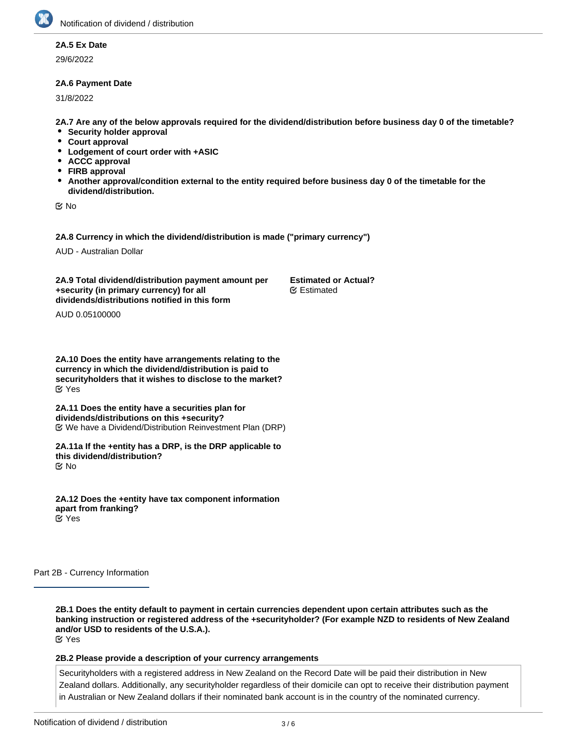**2A.5 Ex Date**

29/6/2022

**2A.6 Payment Date**

31/8/2022

**2A.7 Are any of the below approvals required for the dividend/distribution before business day 0 of the timetable?**

- **Security holder approval**
- **Court approval**
- **Lodgement of court order with +ASIC**
- **ACCC approval**
- **FIRB approval**
- **Another approval/condition external to the entity required before business day 0 of the timetable for the dividend/distribution.**

☑ No

**2A.8 Currency in which the dividend/distribution is made ("primary currency")**

AUD - Australian Dollar

**2A.9 Total dividend/distribution payment amount per +security (in primary currency) for all dividends/distributions notified in this form**

AUD 0.05100000

**Estimated or Actual?**
☑ Estimated

**2A.10 Does the entity have arrangements relating to the currency in which the dividend/distribution is paid to securityholders that it wishes to disclose to the market?**
☑ Yes

**2A.11 Does the entity have a securities plan for dividends/distributions on this +security?**
☑ We have a Dividend/Distribution Reinvestment Plan (DRP)

**2A.11a If the +entity has a DRP, is the DRP applicable to this dividend/distribution?**
☑ No

**2A.12 Does the +entity have tax component information apart from franking?**
☑ Yes

## Part 2B - Currency Information

**2B.1 Does the entity default to payment in certain currencies dependent upon certain attributes such as the banking instruction or registered address of the +securityholder? (For example NZD to residents of New Zealand and/or USD to residents of the U.S.A.).**
☑ Yes

**2B.2 Please provide a description of your currency arrangements**

Securityholders with a registered address in New Zealand on the Record Date will be paid their distribution in New Zealand dollars. Additionally, any securityholder regardless of their domicile can opt to receive their distribution payment in Australian or New Zealand dollars if their nominated bank account is in the country of the nominated currency.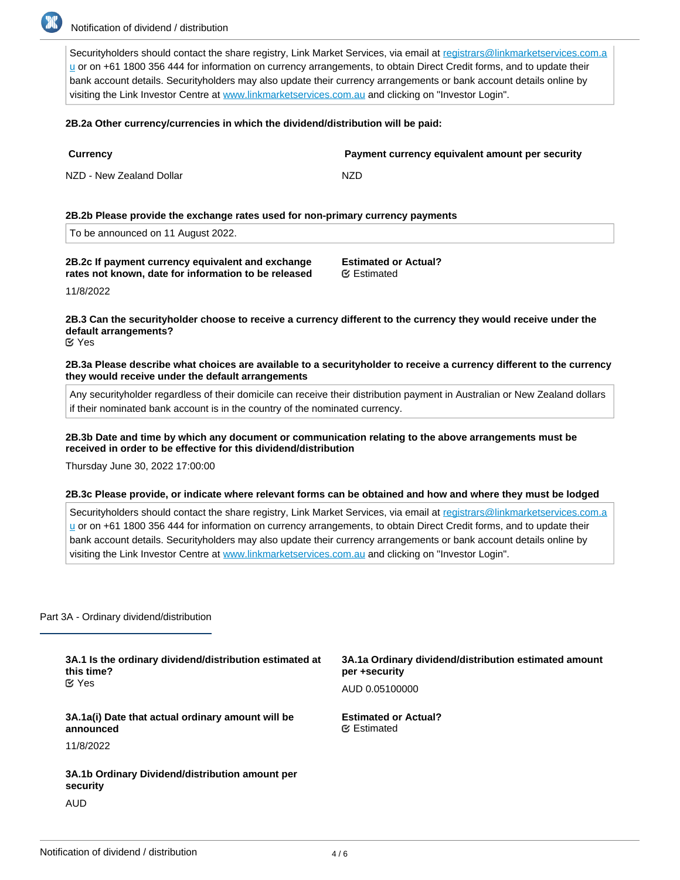Securityholders should contact the share registry, Link Market Services, via email at registrars@linkmarketservices.com.au or on +61 1800 356 444 for information on currency arrangements, to obtain Direct Credit forms, and to update their bank account details. Securityholders may also update their currency arrangements or bank account details online by visiting the Link Investor Centre at www.linkmarketservices.com.au and clicking on "Investor Login".

**2B.2a Other currency/currencies in which the dividend/distribution will be paid:**

| Currency | Payment currency equivalent amount per security |
|---|---|
| NZD - New Zealand Dollar | NZD |

**2B.2b Please provide the exchange rates used for non-primary currency payments**

To be announced on 11 August 2022.

**2B.2c If payment currency equivalent and exchange rates not known, date for information to be released**

11/8/2022

**Estimated or Actual?**

Estimated

**2B.3 Can the securityholder choose to receive a currency different to the currency they would receive under the default arrangements?**

Yes

**2B.3a Please describe what choices are available to a securityholder to receive a currency different to the currency they would receive under the default arrangements**

Any securityholder regardless of their domicile can receive their distribution payment in Australian or New Zealand dollars if their nominated bank account is in the country of the nominated currency.

**2B.3b Date and time by which any document or communication relating to the above arrangements must be received in order to be effective for this dividend/distribution**

Thursday June 30, 2022 17:00:00

**2B.3c Please provide, or indicate where relevant forms can be obtained and how and where they must be lodged**

Securityholders should contact the share registry, Link Market Services, via email at registrars@linkmarketservices.com.au or on +61 1800 356 444 for information on currency arrangements, to obtain Direct Credit forms, and to update their bank account details. Securityholders may also update their currency arrangements or bank account details online by visiting the Link Investor Centre at www.linkmarketservices.com.au and clicking on "Investor Login".

## Part 3A - Ordinary dividend/distribution

**3A.1 Is the ordinary dividend/distribution estimated at this time?**

Yes

**3A.1a Ordinary dividend/distribution estimated amount per +security**

AUD 0.05100000

**3A.1a(i) Date that actual ordinary amount will be announced**

11/8/2022

**Estimated or Actual?**

Estimated

**3A.1b Ordinary Dividend/distribution amount per security**

AUD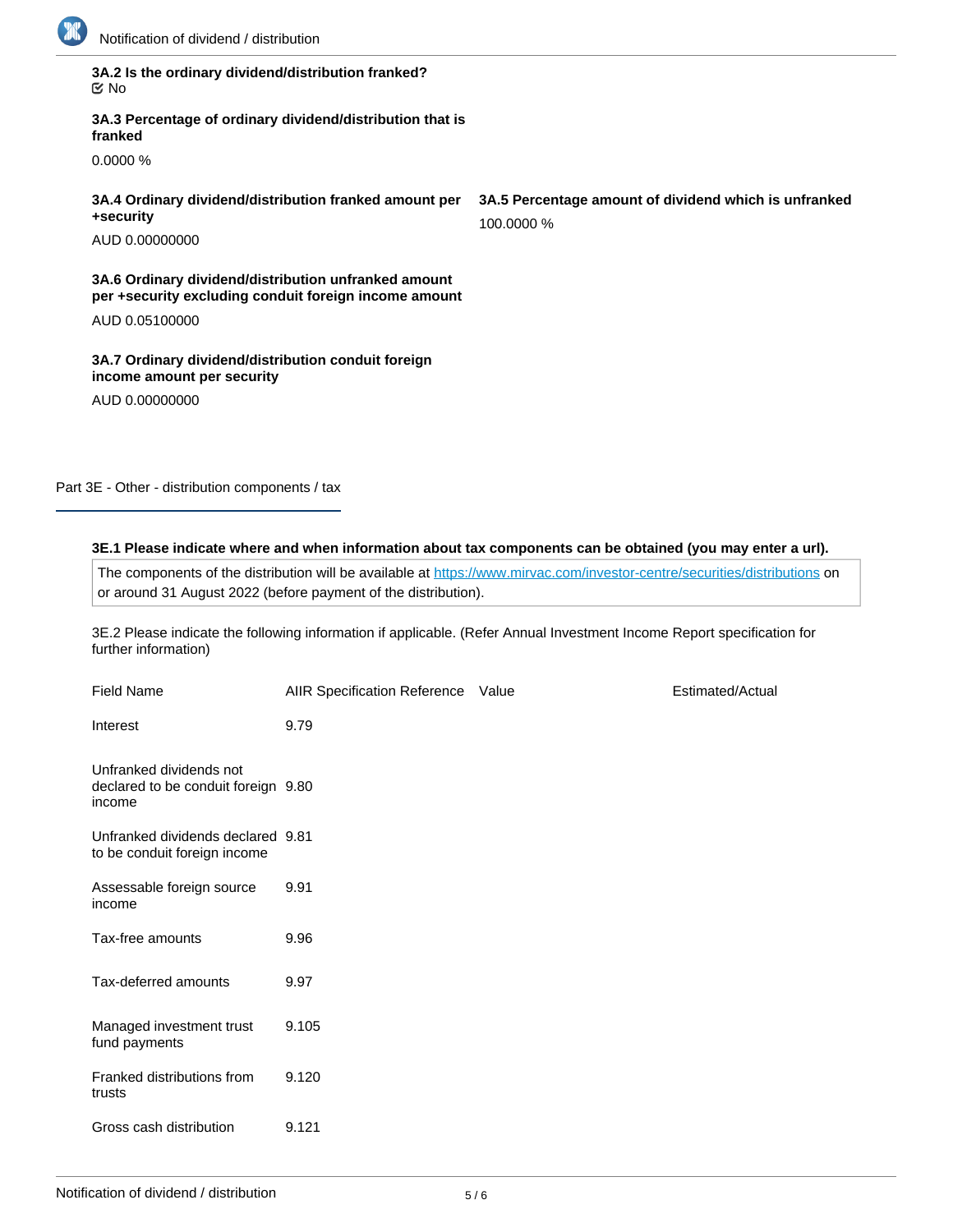**3A.2 Is the ordinary dividend/distribution franked?**

☑ No

**3A.3 Percentage of ordinary dividend/distribution that is franked**

0.0000 %

**3A.4 Ordinary dividend/distribution franked amount per +security**

AUD 0.00000000

**3A.5 Percentage amount of dividend which is unfranked**

100.0000 %

**3A.6 Ordinary dividend/distribution unfranked amount per +security excluding conduit foreign income amount**

AUD 0.05100000

**3A.7 Ordinary dividend/distribution conduit foreign income amount per security**

AUD 0.00000000

## Part 3E - Other - distribution components / tax

**3E.1 Please indicate where and when information about tax components can be obtained (you may enter a url).**

The components of the distribution will be available at https://www.mirvac.com/investor-centre/securities/distributions on or around 31 August 2022 (before payment of the distribution).

3E.2 Please indicate the following information if applicable. (Refer Annual Investment Income Report specification for further information)

| Field Name | AIIR Specification Reference | Value | Estimated/Actual |
|---|---|---|---|
| Interest | 9.79 | | |
| Unfranked dividends not declared to be conduit foreign income | 9.80 | | |
| Unfranked dividends declared to be conduit foreign income | 9.81 | | |
| Assessable foreign source income | 9.91 | | |
| Tax-free amounts | 9.96 | | |
| Tax-deferred amounts | 9.97 | | |
| Managed investment trust fund payments | 9.105 | | |
| Franked distributions from trusts | 9.120 | | |
| Gross cash distribution | 9.121 | | |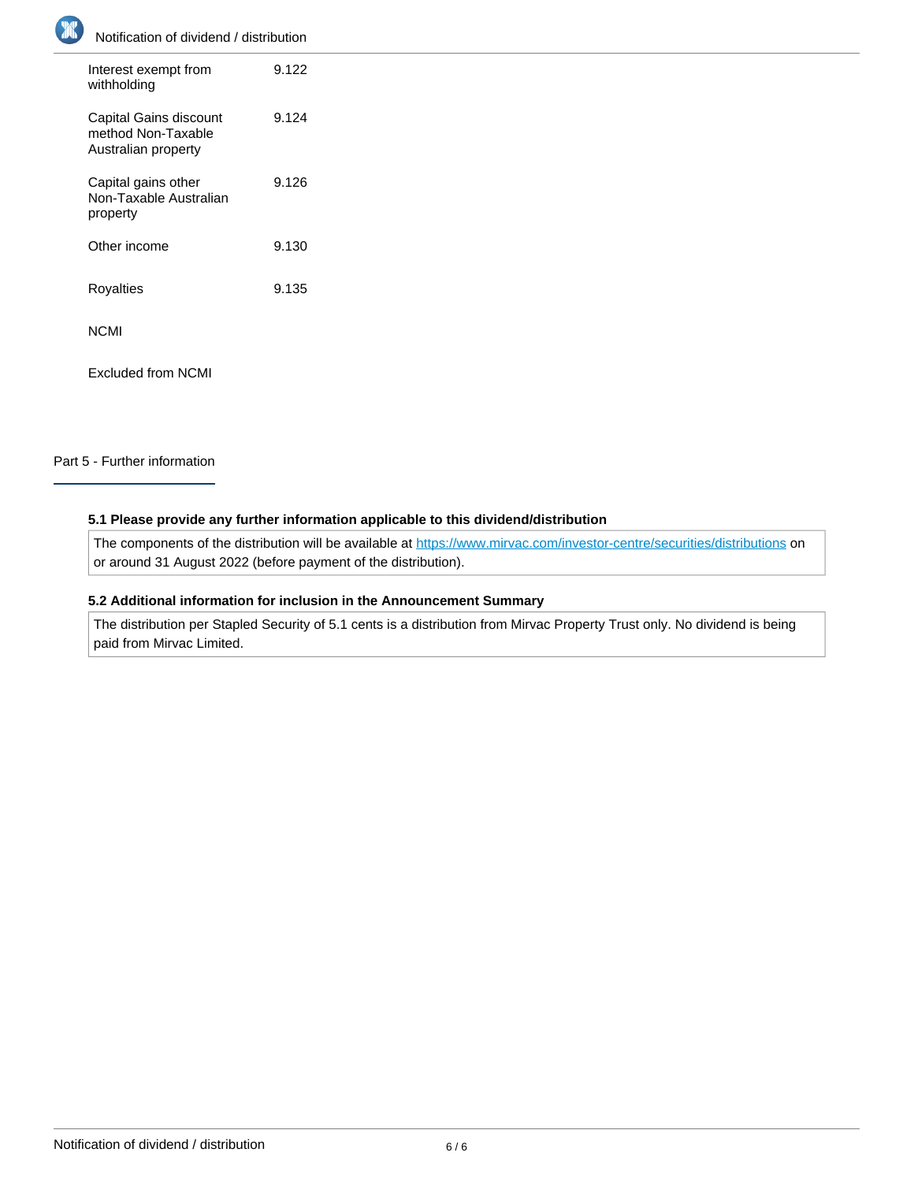| | |
|---|---|
| Interest exempt from withholding | 9.122 |
| Capital Gains discount method Non-Taxable Australian property | 9.124 |
| Capital gains other Non-Taxable Australian property | 9.126 |
| Other income | 9.130 |
| Royalties | 9.135 |
| NCMI | |
| Excluded from NCMI | |

## Part 5 - Further information

### 5.1 Please provide any further information applicable to this dividend/distribution

The components of the distribution will be available at https://www.mirvac.com/investor-centre/securities/distributions on or around 31 August 2022 (before payment of the distribution).

### 5.2 Additional information for inclusion in the Announcement Summary

The distribution per Stapled Security of 5.1 cents is a distribution from Mirvac Property Trust only. No dividend is being paid from Mirvac Limited.